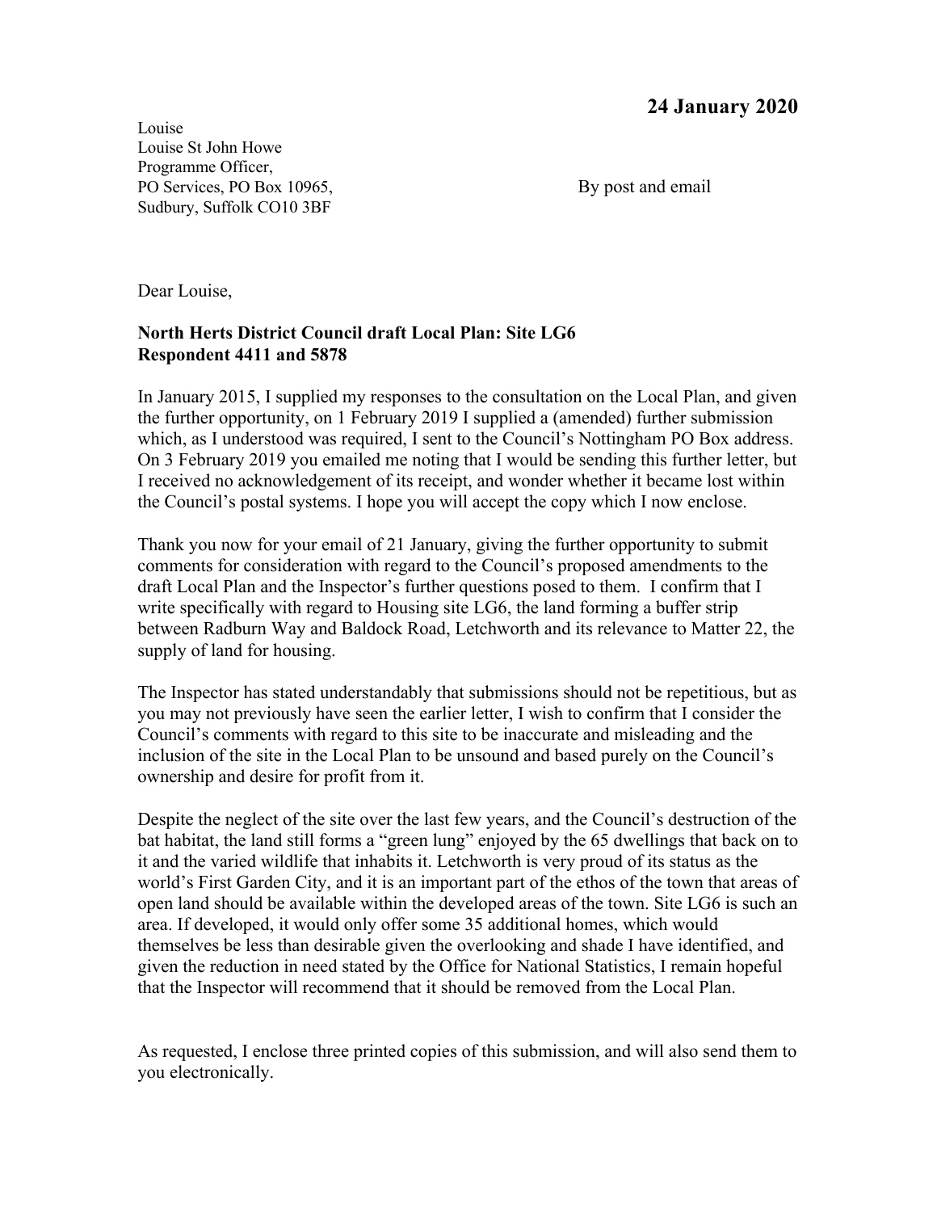**24 January 2020**

Louise
Louise St John Howe
Programme Officer,
PO Services, PO Box 10965,
Sudbury, Suffolk CO10 3BF

By post and email

Dear Louise,

**North Herts District Council draft Local Plan: Site LG6**
**Respondent 4411 and 5878**

In January 2015, I supplied my responses to the consultation on the Local Plan, and given the further opportunity, on 1 February 2019 I supplied a (amended) further submission which, as I understood was required, I sent to the Council's Nottingham PO Box address. On 3 February 2019 you emailed me noting that I would be sending this further letter, but I received no acknowledgement of its receipt, and wonder whether it became lost within the Council's postal systems. I hope you will accept the copy which I now enclose.

Thank you now for your email of 21 January, giving the further opportunity to submit comments for consideration with regard to the Council's proposed amendments to the draft Local Plan and the Inspector's further questions posed to them. I confirm that I write specifically with regard to Housing site LG6, the land forming a buffer strip between Radburn Way and Baldock Road, Letchworth and its relevance to Matter 22, the supply of land for housing.

The Inspector has stated understandably that submissions should not be repetitious, but as you may not previously have seen the earlier letter, I wish to confirm that I consider the Council's comments with regard to this site to be inaccurate and misleading and the inclusion of the site in the Local Plan to be unsound and based purely on the Council's ownership and desire for profit from it.

Despite the neglect of the site over the last few years, and the Council's destruction of the bat habitat, the land still forms a "green lung" enjoyed by the 65 dwellings that back on to it and the varied wildlife that inhabits it. Letchworth is very proud of its status as the world's First Garden City, and it is an important part of the ethos of the town that areas of open land should be available within the developed areas of the town. Site LG6 is such an area. If developed, it would only offer some 35 additional homes, which would themselves be less than desirable given the overlooking and shade I have identified, and given the reduction in need stated by the Office for National Statistics, I remain hopeful that the Inspector will recommend that it should be removed from the Local Plan.

As requested, I enclose three printed copies of this submission, and will also send them to you electronically.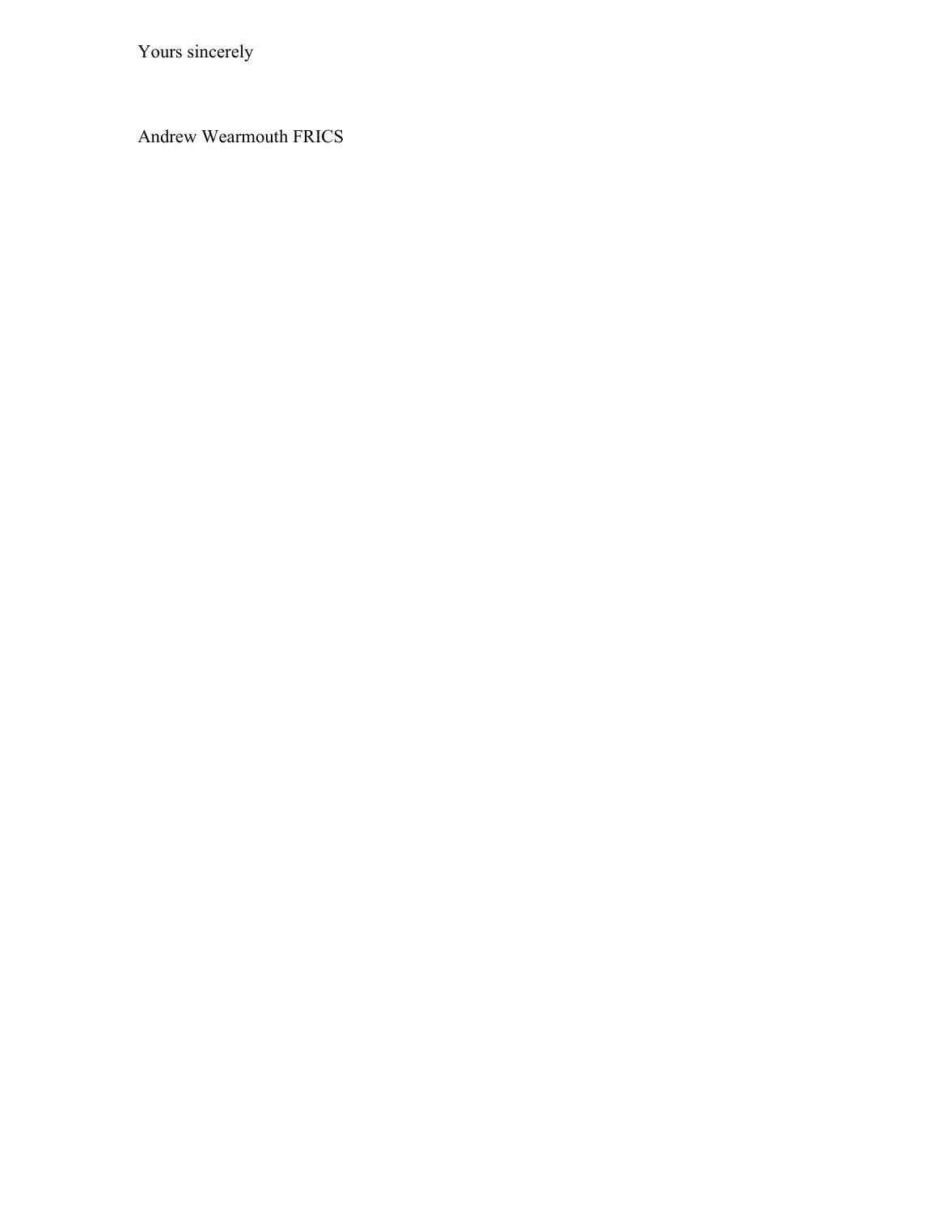Yours sincerely

Andrew Wearmouth FRICS